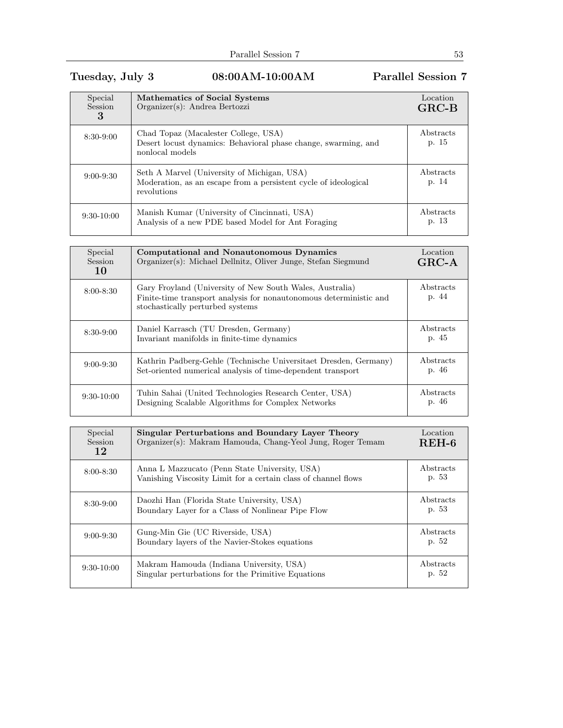## Tuesday, July 3 08:00AM-10:00AM Parallel Session 7

| Special Session 3 | **Mathematics of Social Systems**<br>Organizer(s): Andrea Bertozzi | Location **GRC-B** |
|---|---|---|
| 8:30-9:00 | Chad Topaz (Macalester College, USA)<br>Desert locust dynamics: Behavioral phase change, swarming, and nonlocal models | Abstracts p. 15 |
| 9:00-9:30 | Seth A Marvel (University of Michigan, USA)<br>Moderation, as an escape from a persistent cycle of ideological revolutions | Abstracts p. 14 |
| 9:30-10:00 | Manish Kumar (University of Cincinnati, USA)<br>Analysis of a new PDE based Model for Ant Foraging | Abstracts p. 13 |

| Special Session 10 | **Computational and Nonautonomous Dynamics**<br>Organizer(s): Michael Dellnitz, Oliver Junge, Stefan Siegmund | Location **GRC-A** |
|---|---|---|
| 8:00-8:30 | Gary Froyland (University of New South Wales, Australia)<br>Finite-time transport analysis for nonautonomous deterministic and stochastically perturbed systems | Abstracts p. 44 |
| 8:30-9:00 | Daniel Karrasch (TU Dresden, Germany)<br>Invariant manifolds in finite-time dynamics | Abstracts p. 45 |
| 9:00-9:30 | Kathrin Padberg-Gehle (Technische Universitaet Dresden, Germany)<br>Set-oriented numerical analysis of time-dependent transport | Abstracts p. 46 |
| 9:30-10:00 | Tuhin Sahai (United Technologies Research Center, USA)<br>Designing Scalable Algorithms for Complex Networks | Abstracts p. 46 |

| Special Session 12 | **Singular Perturbations and Boundary Layer Theory**<br>Organizer(s): Makram Hamouda, Chang-Yeol Jung, Roger Temam | Location **REH-6** |
|---|---|---|
| 8:00-8:30 | Anna L Mazzucato (Penn State University, USA)<br>Vanishing Viscosity Limit for a certain class of channel flows | Abstracts p. 53 |
| 8:30-9:00 | Daozhi Han (Florida State University, USA)<br>Boundary Layer for a Class of Nonlinear Pipe Flow | Abstracts p. 53 |
| 9:00-9:30 | Gung-Min Gie (UC Riverside, USA)<br>Boundary layers of the Navier-Stokes equations | Abstracts p. 52 |
| 9:30-10:00 | Makram Hamouda (Indiana University, USA)<br>Singular perturbations for the Primitive Equations | Abstracts p. 52 |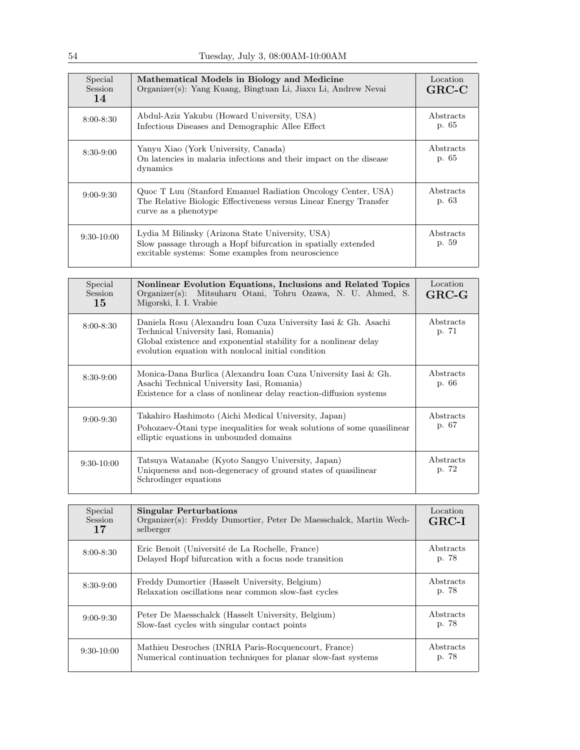| Special Session **14** | **Mathematical Models in Biology and Medicine** Organizer(s): Yang Kuang, Bingtuan Li, Jiaxu Li, Andrew Nevai | Location **GRC-C** |
| --- | --- | --- |
| 8:00-8:30 | Abdul-Aziz Yakubu (Howard University, USA) Infectious Diseases and Demographic Allee Effect | Abstracts p. 65 |
| 8:30-9:00 | Yanyu Xiao (York University, Canada) On latencies in malaria infections and their impact on the disease dynamics | Abstracts p. 65 |
| 9:00-9:30 | Quoc T Luu (Stanford Emanuel Radiation Oncology Center, USA) The Relative Biologic Effectiveness versus Linear Energy Transfer curve as a phenotype | Abstracts p. 63 |
| 9:30-10:00 | Lydia M Bilinsky (Arizona State University, USA) Slow passage through a Hopf bifurcation in spatially extended excitable systems: Some examples from neuroscience | Abstracts p. 59 |

| Special Session **15** | **Nonlinear Evolution Equations, Inclusions and Related Topics** Organizer(s): Mitsuharu Otani, Tohru Ozawa, N. U. Ahmed, S. Migorski, I. I. Vrabie | Location **GRC-G** |
| --- | --- | --- |
| 8:00-8:30 | Daniela Rosu (Alexandru Ioan Cuza University Iasi & Gh. Asachi Technical University Iasi, Romania) Global existence and exponential stability for a nonlinear delay evolution equation with nonlocal initial condition | Abstracts p. 71 |
| 8:30-9:00 | Monica-Dana Burlica (Alexandru Ioan Cuza University Iasi & Gh. Asachi Technical University Iasi, Romania) Existence for a class of nonlinear delay reaction-diffusion systems | Abstracts p. 66 |
| 9:00-9:30 | Takahiro Hashimoto (Aichi Medical University, Japan) Pohozaev-Ôtani type inequalities for weak solutions of some quasilinear elliptic equations in unbounded domains | Abstracts p. 67 |
| 9:30-10:00 | Tatsuya Watanabe (Kyoto Sangyo University, Japan) Uniqueness and non-degeneracy of ground states of quasilinear Schrodinger equations | Abstracts p. 72 |

| Special Session **17** | **Singular Perturbations** Organizer(s): Freddy Dumortier, Peter De Maesschalck, Martin Wechselberger | Location **GRC-I** |
| --- | --- | --- |
| 8:00-8:30 | Eric Benoît (Université de La Rochelle, France) Delayed Hopf bifurcation with a focus node transition | Abstracts p. 78 |
| 8:30-9:00 | Freddy Dumortier (Hasselt University, Belgium) Relaxation oscillations near common slow-fast cycles | Abstracts p. 78 |
| 9:00-9:30 | Peter De Maesschalck (Hasselt University, Belgium) Slow-fast cycles with singular contact points | Abstracts p. 78 |
| 9:30-10:00 | Mathieu Desroches (INRIA Paris-Rocquencourt, France) Numerical continuation techniques for planar slow-fast systems | Abstracts p. 78 |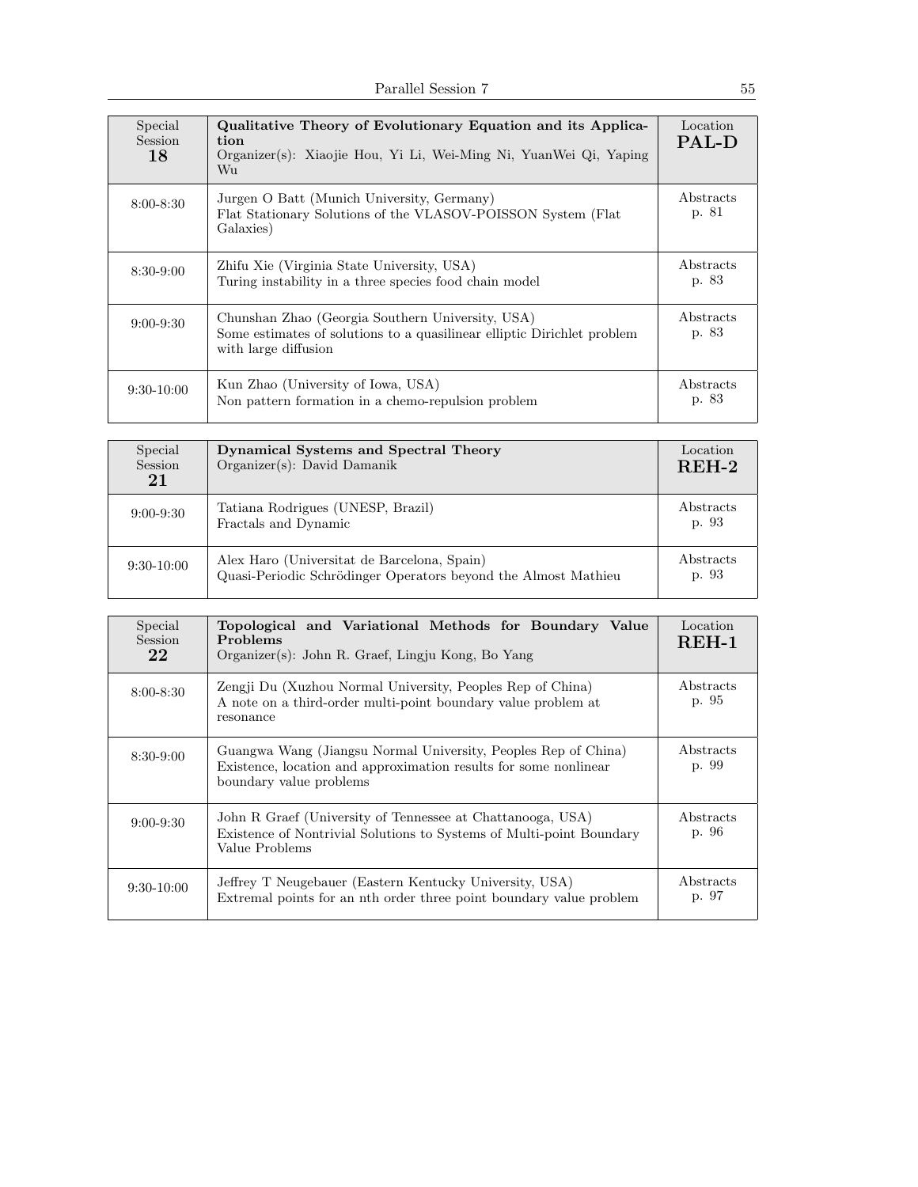| Special Session 18 | **Qualitative Theory of Evolutionary Equation and its Application** Organizer(s): Xiaojie Hou, Yi Li, Wei-Ming Ni, YuanWei Qi, Yaping Wu | Location **PAL-D** |
|---|---|---|
| 8:00-8:30 | Jurgen O Batt (Munich University, Germany) Flat Stationary Solutions of the VLASOV-POISSON System (Flat Galaxies) | Abstracts p. 81 |
| 8:30-9:00 | Zhifu Xie (Virginia State University, USA) Turing instability in a three species food chain model | Abstracts p. 83 |
| 9:00-9:30 | Chunshan Zhao (Georgia Southern University, USA) Some estimates of solutions to a quasilinear elliptic Dirichlet problem with large diffusion | Abstracts p. 83 |
| 9:30-10:00 | Kun Zhao (University of Iowa, USA) Non pattern formation in a chemo-repulsion problem | Abstracts p. 83 |

| Special Session 21 | **Dynamical Systems and Spectral Theory** Organizer(s): David Damanik | Location **REH-2** |
|---|---|---|
| 9:00-9:30 | Tatiana Rodrigues (UNESP, Brazil) Fractals and Dynamic | Abstracts p. 93 |
| 9:30-10:00 | Alex Haro (Universitat de Barcelona, Spain) Quasi-Periodic Schrödinger Operators beyond the Almost Mathieu | Abstracts p. 93 |

| Special Session 22 | **Topological and Variational Methods for Boundary Value Problems** Organizer(s): John R. Graef, Lingju Kong, Bo Yang | Location **REH-1** |
|---|---|---|
| 8:00-8:30 | Zengji Du (Xuzhou Normal University, Peoples Rep of China) A note on a third-order multi-point boundary value problem at resonance | Abstracts p. 95 |
| 8:30-9:00 | Guangwa Wang (Jiangsu Normal University, Peoples Rep of China) Existence, location and approximation results for some nonlinear boundary value problems | Abstracts p. 99 |
| 9:00-9:30 | John R Graef (University of Tennessee at Chattanooga, USA) Existence of Nontrivial Solutions to Systems of Multi-point Boundary Value Problems | Abstracts p. 96 |
| 9:30-10:00 | Jeffrey T Neugebauer (Eastern Kentucky University, USA) Extremal points for an nth order three point boundary value problem | Abstracts p. 97 |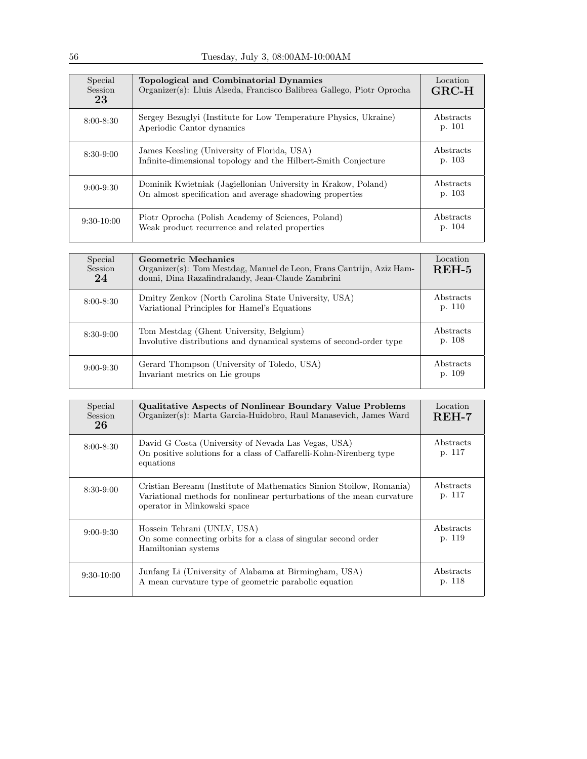| Special Session **23** | **Topological and Combinatorial Dynamics** Organizer(s): Lluis Alseda, Francisco Balibrea Gallego, Piotr Oprocha | Location **GRC-H** |
|---|---|---|
| 8:00-8:30 | Sergey Bezuglyi (Institute for Low Temperature Physics, Ukraine) Aperiodic Cantor dynamics | Abstracts p. 101 |
| 8:30-9:00 | James Keesling (University of Florida, USA) Infinite-dimensional topology and the Hilbert-Smith Conjecture | Abstracts p. 103 |
| 9:00-9:30 | Dominik Kwietniak (Jagiellonian University in Krakow, Poland) On almost specification and average shadowing properties | Abstracts p. 103 |
| 9:30-10:00 | Piotr Oprocha (Polish Academy of Sciences, Poland) Weak product recurrence and related properties | Abstracts p. 104 |

| Special Session **24** | **Geometric Mechanics** Organizer(s): Tom Mestdag, Manuel de Leon, Frans Cantrijn, Aziz Hamdouni, Dina Razafindralandy, Jean-Claude Zambrini | Location **REH-5** |
|---|---|---|
| 8:00-8:30 | Dmitry Zenkov (North Carolina State University, USA) Variational Principles for Hamel's Equations | Abstracts p. 110 |
| 8:30-9:00 | Tom Mestdag (Ghent University, Belgium) Involutive distributions and dynamical systems of second-order type | Abstracts p. 108 |
| 9:00-9:30 | Gerard Thompson (University of Toledo, USA) Invariant metrics on Lie groups | Abstracts p. 109 |

| Special Session **26** | **Qualitative Aspects of Nonlinear Boundary Value Problems** Organizer(s): Marta Garcia-Huidobro, Raul Manasevich, James Ward | Location **REH-7** |
|---|---|---|
| 8:00-8:30 | David G Costa (University of Nevada Las Vegas, USA) On positive solutions for a class of Caffarelli-Kohn-Nirenberg type equations | Abstracts p. 117 |
| 8:30-9:00 | Cristian Bereanu (Institute of Mathematics Simion Stoilow, Romania) Variational methods for nonlinear perturbations of the mean curvature operator in Minkowski space | Abstracts p. 117 |
| 9:00-9:30 | Hossein Tehrani (UNLV, USA) On some connecting orbits for a class of singular second order Hamiltonian systems | Abstracts p. 119 |
| 9:30-10:00 | Junfang Li (University of Alabama at Birmingham, USA) A mean curvature type of geometric parabolic equation | Abstracts p. 118 |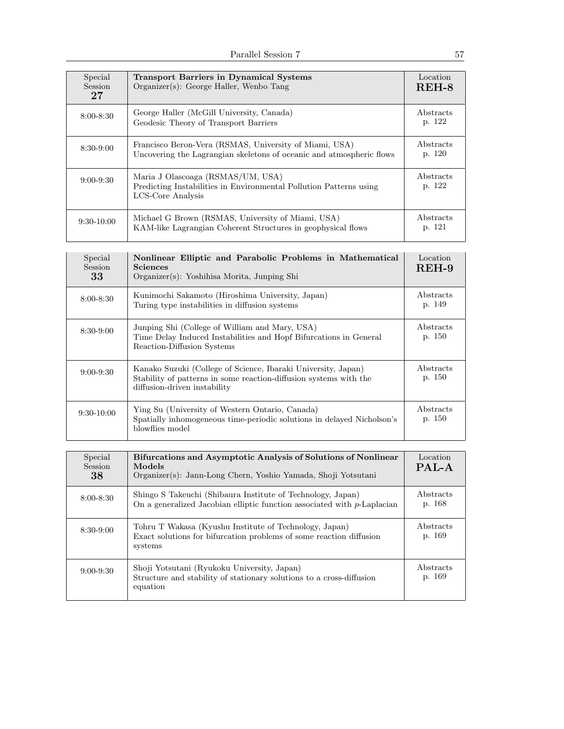| Special Session **27** | **Transport Barriers in Dynamical Systems**<br>Organizer(s): George Haller, Wenbo Tang | Location **REH-8** |
|---|---|---|
| 8:00-8:30 | George Haller (McGill University, Canada)<br>Geodesic Theory of Transport Barriers | Abstracts p. 122 |
| 8:30-9:00 | Francisco Beron-Vera (RSMAS, University of Miami, USA)<br>Uncovering the Lagrangian skeletons of oceanic and atmospheric flows | Abstracts p. 120 |
| 9:00-9:30 | Maria J Olascoaga (RSMAS/UM, USA)<br>Predicting Instabilities in Environmental Pollution Patterns using LCS-Core Analysis | Abstracts p. 122 |
| 9:30-10:00 | Michael G Brown (RSMAS, University of Miami, USA)<br>KAM-like Lagrangian Coherent Structures in geophysical flows | Abstracts p. 121 |

| Special Session **33** | **Nonlinear Elliptic and Parabolic Problems in Mathematical Sciences**<br>Organizer(s): Yoshihisa Morita, Junping Shi | Location **REH-9** |
|---|---|---|
| 8:00-8:30 | Kunimochi Sakamoto (Hiroshima University, Japan)<br>Turing type instabilities in diffusion systems | Abstracts p. 149 |
| 8:30-9:00 | Junping Shi (College of William and Mary, USA)<br>Time Delay Induced Instabilities and Hopf Bifurcations in General Reaction-Diffusion Systems | Abstracts p. 150 |
| 9:00-9:30 | Kanako Suzuki (College of Science, Ibaraki University, Japan)<br>Stability of patterns in some reaction-diffusion systems with the diffusion-driven instability | Abstracts p. 150 |
| 9:30-10:00 | Ying Su (University of Western Ontario, Canada)<br>Spatially inhomogeneous time-periodic solutions in delayed Nicholson's blowflies model | Abstracts p. 150 |

| Special Session **38** | **Bifurcations and Asymptotic Analysis of Solutions of Nonlinear Models**<br>Organizer(s): Jann-Long Chern, Yoshio Yamada, Shoji Yotsutani | Location **PAL-A** |
|---|---|---|
| 8:00-8:30 | Shingo S Takeuchi (Shibaura Institute of Technology, Japan)<br>On a generalized Jacobian elliptic function associated with $p$-Laplacian | Abstracts p. 168 |
| 8:30-9:00 | Tohru T Wakasa (Kyushu Institute of Technology, Japan)<br>Exact solutions for bifurcation problems of some reaction diffusion systems | Abstracts p. 169 |
| 9:00-9:30 | Shoji Yotsutani (Ryukoku University, Japan)<br>Structure and stability of stationary solutions to a cross-diffusion equation | Abstracts p. 169 |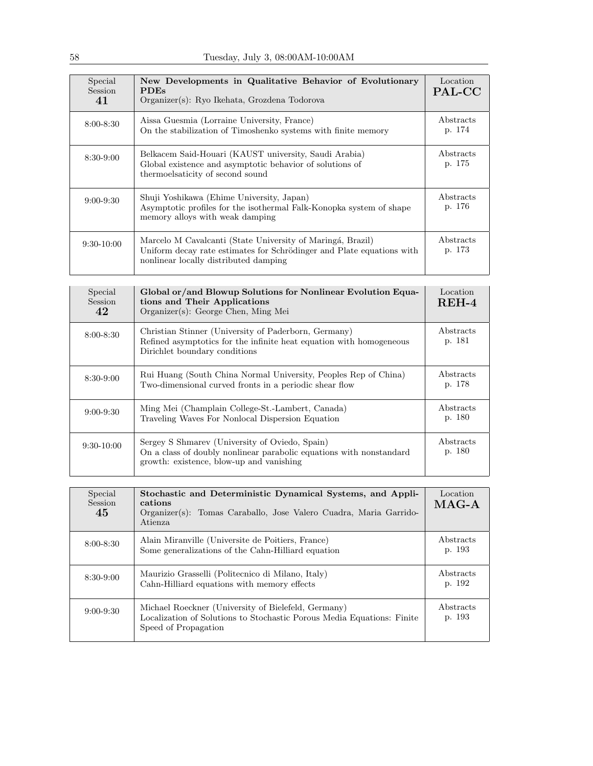| Special Session 41 | New Developments in Qualitative Behavior of Evolutionary PDEs<br>Organizer(s): Ryo Ikehata, Grozdena Todorova | Location PAL-CC |
|---|---|---|
| 8:00-8:30 | Aissa Guesmia (Lorraine University, France)<br>On the stabilization of Timoshenko systems with finite memory | Abstracts p. 174 |
| 8:30-9:00 | Belkacem Said-Houari (KAUST university, Saudi Arabia)<br>Global existence and asymptotic behavior of solutions of thermoelsaticity of second sound | Abstracts p. 175 |
| 9:00-9:30 | Shuji Yoshikawa (Ehime University, Japan)<br>Asymptotic profiles for the isothermal Falk-Konopka system of shape memory alloys with weak damping | Abstracts p. 176 |
| 9:30-10:00 | Marcelo M Cavalcanti (State University of Maringá, Brazil)<br>Uniform decay rate estimates for Schrödinger and Plate equations with nonlinear locally distributed damping | Abstracts p. 173 |

| Special Session 42 | Global or/and Blowup Solutions for Nonlinear Evolution Equations and Their Applications<br>Organizer(s): George Chen, Ming Mei | Location REH-4 |
|---|---|---|
| 8:00-8:30 | Christian Stinner (University of Paderborn, Germany)<br>Refined asymptotics for the infinite heat equation with homogeneous Dirichlet boundary conditions | Abstracts p. 181 |
| 8:30-9:00 | Rui Huang (South China Normal University, Peoples Rep of China)<br>Two-dimensional curved fronts in a periodic shear flow | Abstracts p. 178 |
| 9:00-9:30 | Ming Mei (Champlain College-St.-Lambert, Canada)<br>Traveling Waves For Nonlocal Dispersion Equation | Abstracts p. 180 |
| 9:30-10:00 | Sergey S Shmarev (University of Oviedo, Spain)<br>On a class of doubly nonlinear parabolic equations with nonstandard growth: existence, blow-up and vanishing | Abstracts p. 180 |

| Special Session 45 | Stochastic and Deterministic Dynamical Systems, and Applications<br>Organizer(s): Tomas Caraballo, Jose Valero Cuadra, Maria Garrido-Atienza | Location MAG-A |
|---|---|---|
| 8:00-8:30 | Alain Miranville (Universite de Poitiers, France)<br>Some generalizations of the Cahn-Hilliard equation | Abstracts p. 193 |
| 8:30-9:00 | Maurizio Grasselli (Politecnico di Milano, Italy)<br>Cahn-Hilliard equations with memory effects | Abstracts p. 192 |
| 9:00-9:30 | Michael Roeckner (University of Bielefeld, Germany)<br>Localization of Solutions to Stochastic Porous Media Equations: Finite Speed of Propagation | Abstracts p. 193 |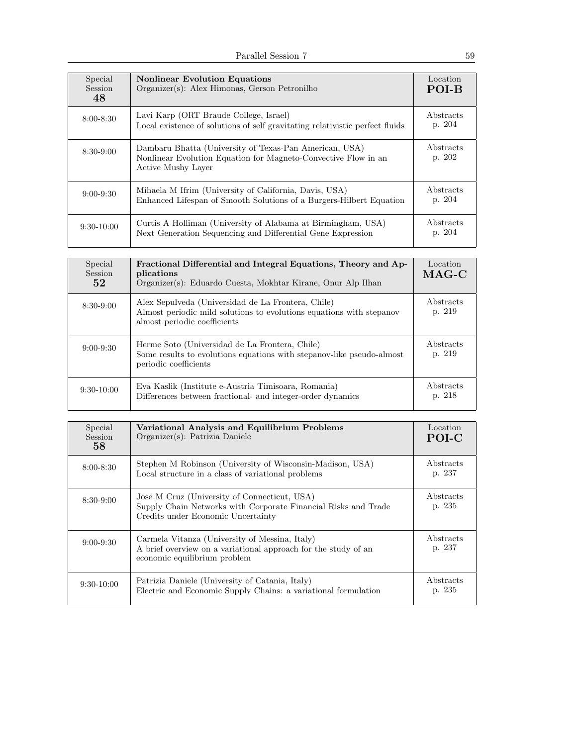| Special Session **48** | **Nonlinear Evolution Equations**<br>Organizer(s): Alex Himonas, Gerson Petronilho | Location **POI-B** |
|---|---|---|
| 8:00-8:30 | Lavi Karp (ORT Braude College, Israel)<br>Local existence of solutions of self gravitating relativistic perfect fluids | Abstracts p. 204 |
| 8:30-9:00 | Dambaru Bhatta (University of Texas-Pan American, USA)<br>Nonlinear Evolution Equation for Magneto-Convective Flow in an Active Mushy Layer | Abstracts p. 202 |
| 9:00-9:30 | Mihaela M Ifrim (University of California, Davis, USA)<br>Enhanced Lifespan of Smooth Solutions of a Burgers-Hilbert Equation | Abstracts p. 204 |
| 9:30-10:00 | Curtis A Holliman (University of Alabama at Birmingham, USA)<br>Next Generation Sequencing and Differential Gene Expression | Abstracts p. 204 |

| Special Session **52** | **Fractional Differential and Integral Equations, Theory and Applications**<br>Organizer(s): Eduardo Cuesta, Mokhtar Kirane, Onur Alp Ilhan | Location **MAG-C** |
|---|---|---|
| 8:30-9:00 | Alex Sepulveda (Universidad de La Frontera, Chile)<br>Almost periodic mild solutions to evolutions equations with stepanov almost periodic coefficients | Abstracts p. 219 |
| 9:00-9:30 | Herme Soto (Universidad de La Frontera, Chile)<br>Some results to evolutions equations with stepanov-like pseudo-almost periodic coefficients | Abstracts p. 219 |
| 9:30-10:00 | Eva Kaslik (Institute e-Austria Timisoara, Romania)<br>Differences between fractional- and integer-order dynamics | Abstracts p. 218 |

| Special Session **58** | **Variational Analysis and Equilibrium Problems**<br>Organizer(s): Patrizia Daniele | Location **POI-C** |
|---|---|---|
| 8:00-8:30 | Stephen M Robinson (University of Wisconsin-Madison, USA)<br>Local structure in a class of variational problems | Abstracts p. 237 |
| 8:30-9:00 | Jose M Cruz (University of Connecticut, USA)<br>Supply Chain Networks with Corporate Financial Risks and Trade Credits under Economic Uncertainty | Abstracts p. 235 |
| 9:00-9:30 | Carmela Vitanza (University of Messina, Italy)<br>A brief overview on a variational approach for the study of an economic equilibrium problem | Abstracts p. 237 |
| 9:30-10:00 | Patrizia Daniele (University of Catania, Italy)<br>Electric and Economic Supply Chains: a variational formulation | Abstracts p. 235 |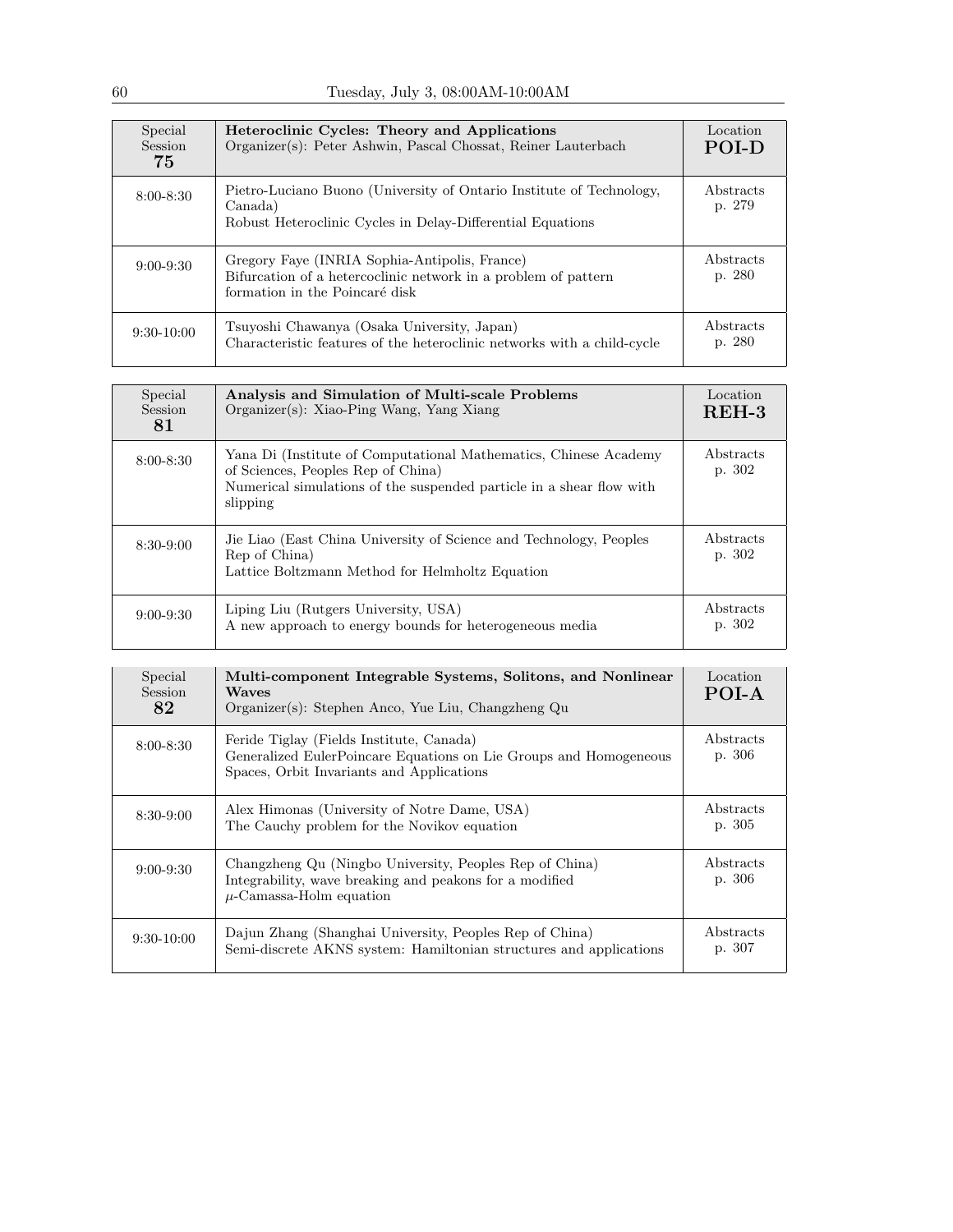Tuesday, July 3, 08:00AM-10:00AM

| Special Session **75** | **Heteroclinic Cycles: Theory and Applications** Organizer(s): Peter Ashwin, Pascal Chossat, Reiner Lauterbach | Location **POI-D** |
|---|---|---|
| 8:00-8:30 | Pietro-Luciano Buono (University of Ontario Institute of Technology, Canada) Robust Heteroclinic Cycles in Delay-Differential Equations | Abstracts p. 279 |
| 9:00-9:30 | Gregory Faye (INRIA Sophia-Antipolis, France) Bifurcation of a hetercoclinic network in a problem of pattern formation in the Poincaré disk | Abstracts p. 280 |
| 9:30-10:00 | Tsuyoshi Chawanya (Osaka University, Japan) Characteristic features of the heteroclinic networks with a child-cycle | Abstracts p. 280 |

| Special Session **81** | **Analysis and Simulation of Multi-scale Problems** Organizer(s): Xiao-Ping Wang, Yang Xiang | Location **REH-3** |
|---|---|---|
| 8:00-8:30 | Yana Di (Institute of Computational Mathematics, Chinese Academy of Sciences, Peoples Rep of China) Numerical simulations of the suspended particle in a shear flow with slipping | Abstracts p. 302 |
| 8:30-9:00 | Jie Liao (East China University of Science and Technology, Peoples Rep of China) Lattice Boltzmann Method for Helmholtz Equation | Abstracts p. 302 |
| 9:00-9:30 | Liping Liu (Rutgers University, USA) A new approach to energy bounds for heterogeneous media | Abstracts p. 302 |

| Special Session **82** | **Multi-component Integrable Systems, Solitons, and Nonlinear Waves** Organizer(s): Stephen Anco, Yue Liu, Changzheng Qu | Location **POI-A** |
|---|---|---|
| 8:00-8:30 | Feride Tiglay (Fields Institute, Canada) Generalized EulerPoincare Equations on Lie Groups and Homogeneous Spaces, Orbit Invariants and Applications | Abstracts p. 306 |
| 8:30-9:00 | Alex Himonas (University of Notre Dame, USA) The Cauchy problem for the Novikov equation | Abstracts p. 305 |
| 9:00-9:30 | Changzheng Qu (Ningbo University, Peoples Rep of China) Integrability, wave breaking and peakons for a modified $\mu$-Camassa-Holm equation | Abstracts p. 306 |
| 9:30-10:00 | Dajun Zhang (Shanghai University, Peoples Rep of China) Semi-discrete AKNS system: Hamiltonian structures and applications | Abstracts p. 307 |